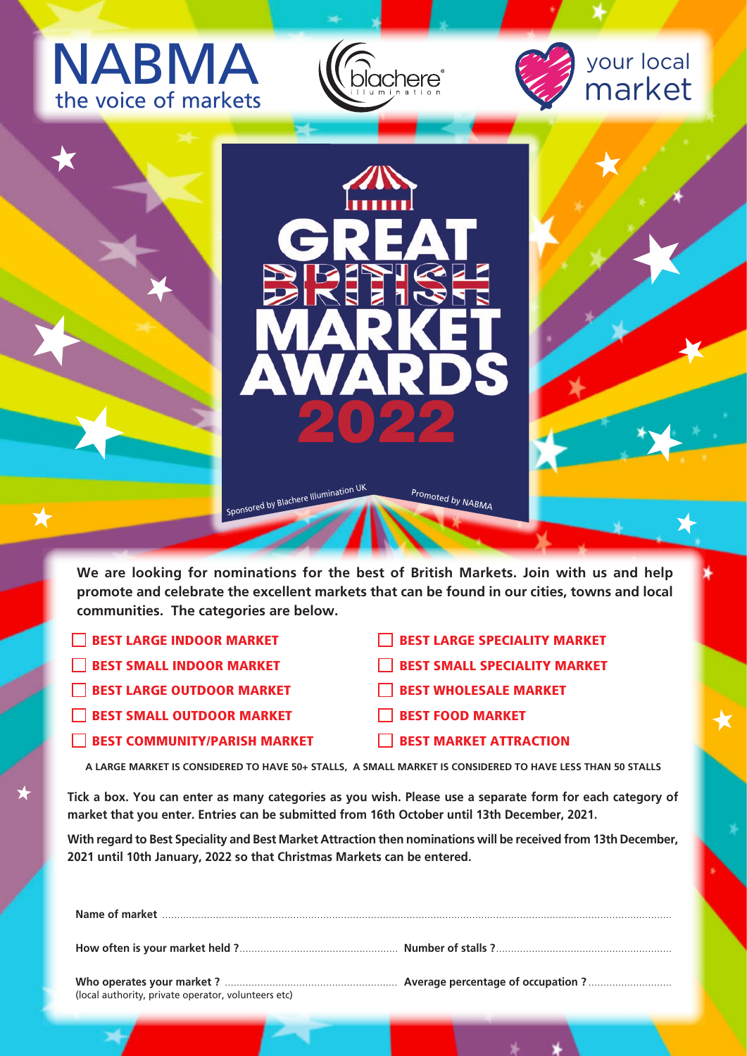NABMA
the voice of markets

blachere illumination

your local market

# GREAT BRITISH MARKET AWARDS 2022

Sponsored by Blachere Illumination UK

Promoted by NABMA

**We are looking for nominations for the best of British Markets. Join with us and help promote and celebrate the excellent markets that can be found in our cities, towns and local communities. The categories are below.**

- ☐ **BEST LARGE INDOOR MARKET**
- ☐ **BEST SMALL INDOOR MARKET**
- ☐ **BEST LARGE OUTDOOR MARKET**
- ☐ **BEST SMALL OUTDOOR MARKET**
- ☐ **BEST COMMUNITY/PARISH MARKET**
- ☐ **BEST LARGE SPECIALITY MARKET**
- ☐ **BEST SMALL SPECIALITY MARKET**
- ☐ **BEST WHOLESALE MARKET**
- ☐ **BEST FOOD MARKET**
- ☐ **BEST MARKET ATTRACTION**

**A LARGE MARKET IS CONSIDERED TO HAVE 50+ STALLS, A SMALL MARKET IS CONSIDERED TO HAVE LESS THAN 50 STALLS**

**Tick a box. You can enter as many categories as you wish. Please use a separate form for each category of market that you enter. Entries can be submitted from 16th October until 13th December, 2021.**

**With regard to Best Speciality and Best Market Attraction then nominations will be received from 13th December, 2021 until 10th January, 2022 so that Christmas Markets can be entered.**

**Name of market** ..............................................................................................

**How often is your market held ?** .................................... **Number of stalls ?** ....................................

**Who operates your market ?** .................................... **Average percentage of occupation ?** ....................................
(local authority, private operator, volunteers etc)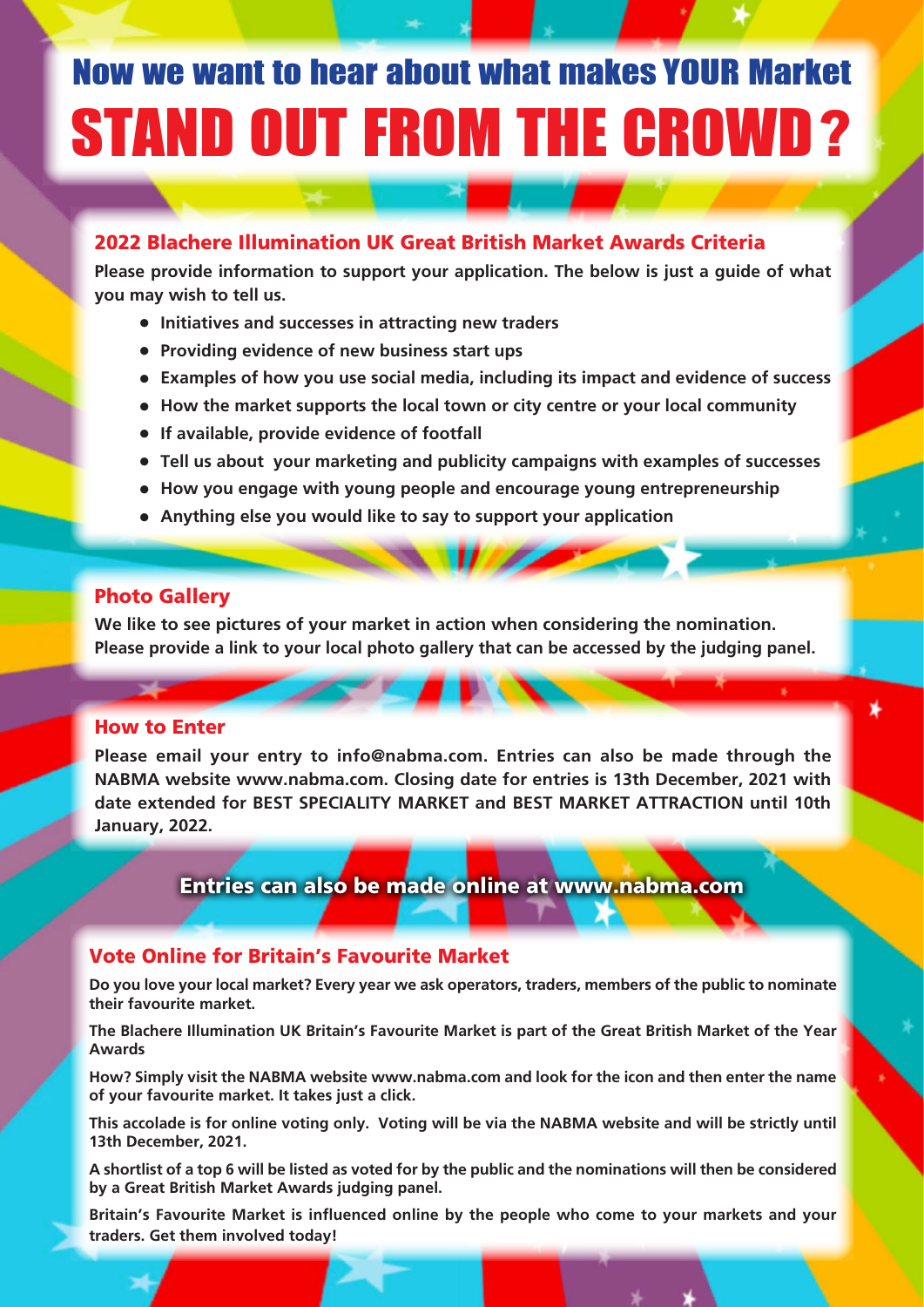# Now we want to hear about what makes YOUR Market STAND OUT FROM THE CROWD?

## 2022 Blachere Illumination UK Great British Market Awards Criteria

**Please provide information to support your application. The below is just a guide of what you may wish to tell us.**

- **Initiatives and successes in attracting new traders**
- **Providing evidence of new business start ups**
- **Examples of how you use social media, including its impact and evidence of success**
- **How the market supports the local town or city centre or your local community**
- **If available, provide evidence of footfall**
- **Tell us about your marketing and publicity campaigns with examples of successes**
- **How you engage with young people and encourage young entrepreneurship**
- **Anything else you would like to say to support your application**

## Photo Gallery

**We like to see pictures of your market in action when considering the nomination. Please provide a link to your local photo gallery that can be accessed by the judging panel.**

## How to Enter

**Please email your entry to info@nabma.com. Entries can also be made through the NABMA website www.nabma.com. Closing date for entries is 13th December, 2021 with date extended for BEST SPECIALITY MARKET and BEST MARKET ATTRACTION until 10th January, 2022.**

**Entries can also be made online at www.nabma.com**

## Vote Online for Britain's Favourite Market

**Do you love your local market? Every year we ask operators, traders, members of the public to nominate their favourite market.**

**The Blachere Illumination UK Britain's Favourite Market is part of the Great British Market of the Year Awards**

**How? Simply visit the NABMA website www.nabma.com and look for the icon and then enter the name of your favourite market. It takes just a click.**

**This accolade is for online voting only. Voting will be via the NABMA website and will be strictly until 13th December, 2021.**

**A shortlist of a top 6 will be listed as voted for by the public and the nominations will then be considered by a Great British Market Awards judging panel.**

**Britain's Favourite Market is influenced online by the people who come to your markets and your traders. Get them involved today!**